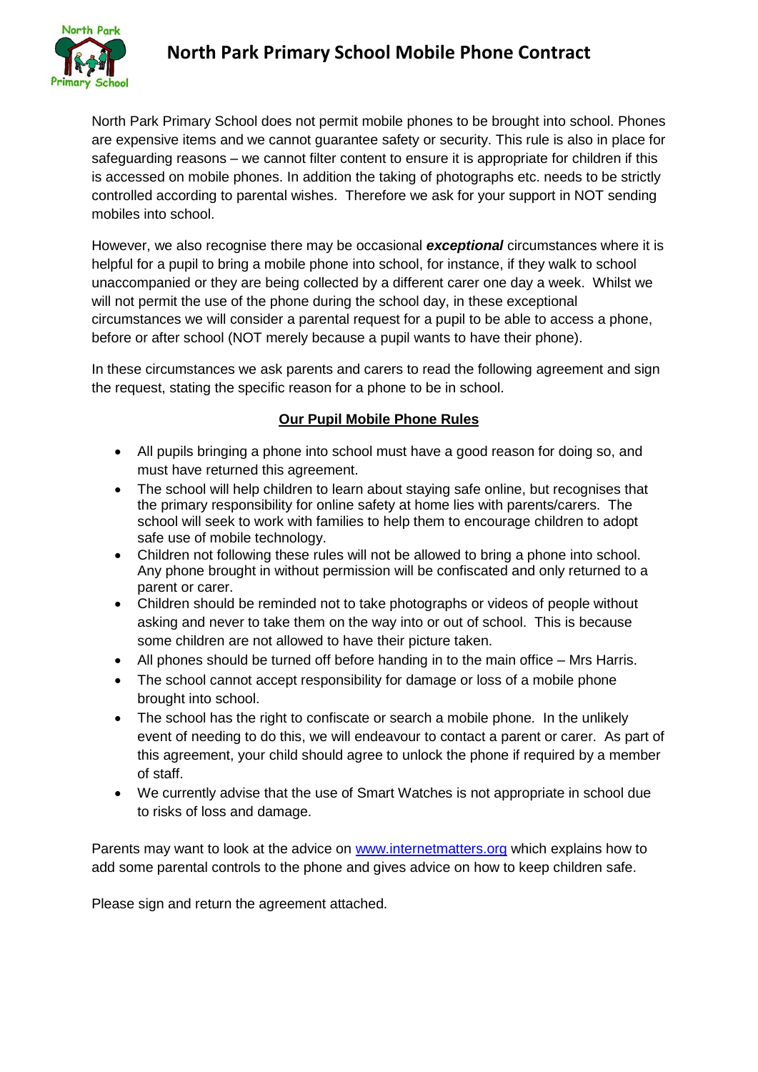# North Park Primary School Mobile Phone Contract

North Park Primary School does not permit mobile phones to be brought into school. Phones are expensive items and we cannot guarantee safety or security. This rule is also in place for safeguarding reasons – we cannot filter content to ensure it is appropriate for children if this is accessed on mobile phones. In addition the taking of photographs etc. needs to be strictly controlled according to parental wishes. Therefore we ask for your support in NOT sending mobiles into school.

However, we also recognise there may be occasional ***exceptional*** circumstances where it is helpful for a pupil to bring a mobile phone into school, for instance, if they walk to school unaccompanied or they are being collected by a different carer one day a week. Whilst we will not permit the use of the phone during the school day, in these exceptional circumstances we will consider a parental request for a pupil to be able to access a phone, before or after school (NOT merely because a pupil wants to have their phone).

In these circumstances we ask parents and carers to read the following agreement and sign the request, stating the specific reason for a phone to be in school.

## Our Pupil Mobile Phone Rules

- All pupils bringing a phone into school must have a good reason for doing so, and must have returned this agreement.
- The school will help children to learn about staying safe online, but recognises that the primary responsibility for online safety at home lies with parents/carers. The school will seek to work with families to help them to encourage children to adopt safe use of mobile technology.
- Children not following these rules will not be allowed to bring a phone into school. Any phone brought in without permission will be confiscated and only returned to a parent or carer.
- Children should be reminded not to take photographs or videos of people without asking and never to take them on the way into or out of school. This is because some children are not allowed to have their picture taken.
- All phones should be turned off before handing in to the main office – Mrs Harris.
- The school cannot accept responsibility for damage or loss of a mobile phone brought into school.
- The school has the right to confiscate or search a mobile phone. In the unlikely event of needing to do this, we will endeavour to contact a parent or carer. As part of this agreement, your child should agree to unlock the phone if required by a member of staff.
- We currently advise that the use of Smart Watches is not appropriate in school due to risks of loss and damage.

Parents may want to look at the advice on www.internetmatters.org which explains how to add some parental controls to the phone and gives advice on how to keep children safe.

Please sign and return the agreement attached.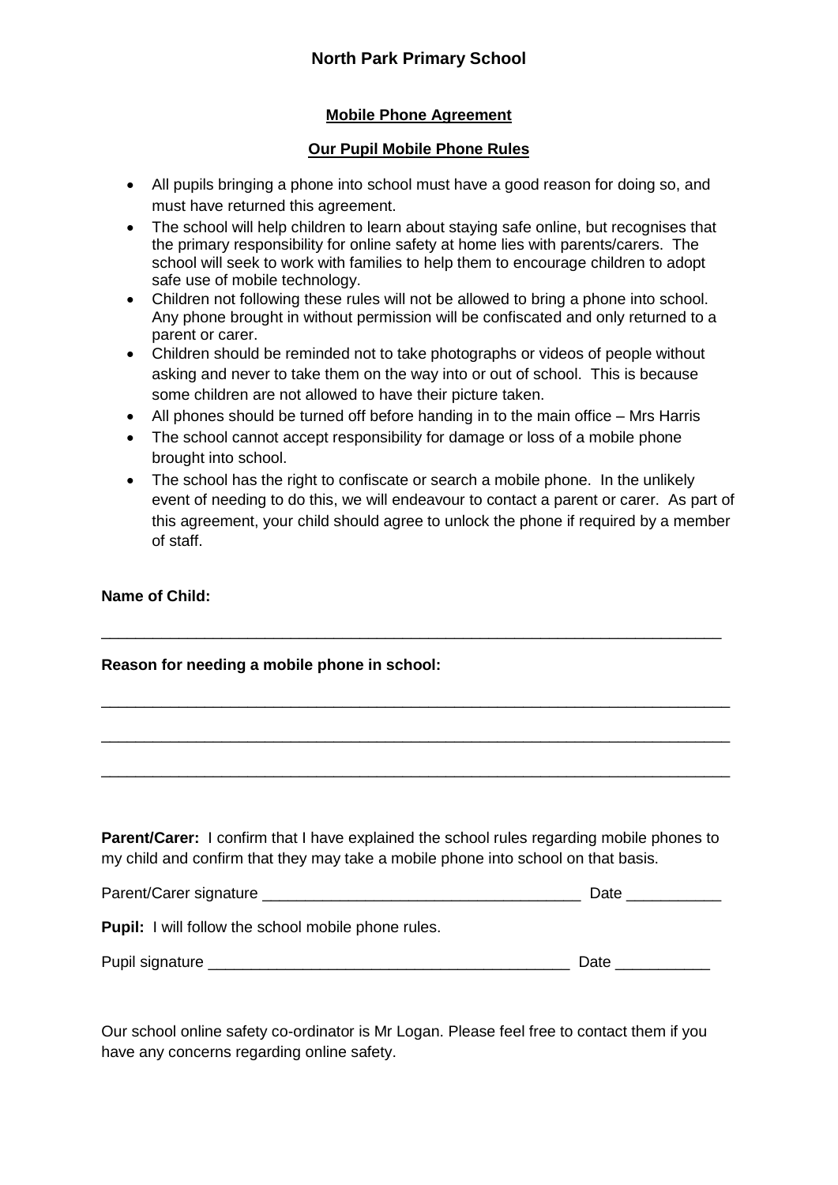## North Park Primary School

**Mobile Phone Agreement**

**Our Pupil Mobile Phone Rules**

- All pupils bringing a phone into school must have a good reason for doing so, and must have returned this agreement.
- The school will help children to learn about staying safe online, but recognises that the primary responsibility for online safety at home lies with parents/carers. The school will seek to work with families to help them to encourage children to adopt safe use of mobile technology.
- Children not following these rules will not be allowed to bring a phone into school. Any phone brought in without permission will be confiscated and only returned to a parent or carer.
- Children should be reminded not to take photographs or videos of people without asking and never to take them on the way into or out of school. This is because some children are not allowed to have their picture taken.
- All phones should be turned off before handing in to the main office – Mrs Harris
- The school cannot accept responsibility for damage or loss of a mobile phone brought into school.
- The school has the right to confiscate or search a mobile phone. In the unlikely event of needing to do this, we will endeavour to contact a parent or carer. As part of this agreement, your child should agree to unlock the phone if required by a member of staff.

**Name of Child:**

___________________________________________________________________________

**Reason for needing a mobile phone in school:**

___________________________________________________________________________

___________________________________________________________________________

___________________________________________________________________________

**Parent/Carer:** I confirm that I have explained the school rules regarding mobile phones to my child and confirm that they may take a mobile phone into school on that basis.

Parent/Carer signature ______________________________________ Date ___________

**Pupil:** I will follow the school mobile phone rules.

Pupil signature ___________________________________________ Date ___________

Our school online safety co-ordinator is Mr Logan. Please feel free to contact them if you have any concerns regarding online safety.